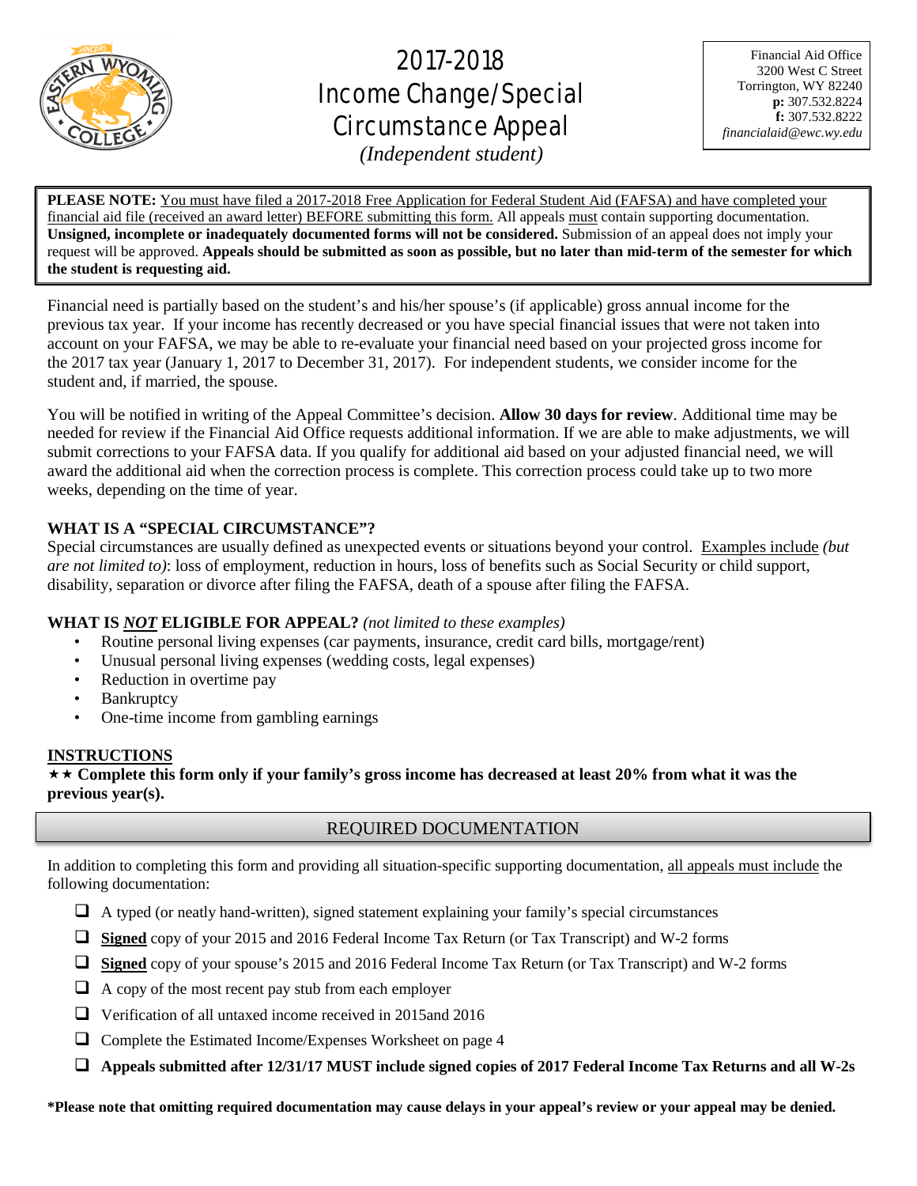# 2017-2018 Income Change/Special Circumstance Appeal

*(Independent student)*

Financial Aid Office
3200 West C Street
Torrington, WY 82240
**p:** 307.532.8224
**f:** 307.532.8222
*financialaid@ewc.wy.edu*

**PLEASE NOTE:** You must have filed a 2017-2018 Free Application for Federal Student Aid (FAFSA) and have completed your financial aid file (received an award letter) BEFORE submitting this form. All appeals must contain supporting documentation. **Unsigned, incomplete or inadequately documented forms will not be considered.** Submission of an appeal does not imply your request will be approved. **Appeals should be submitted as soon as possible, but no later than mid-term of the semester for which the student is requesting aid.**

Financial need is partially based on the student's and his/her spouse's (if applicable) gross annual income for the previous tax year. If your income has recently decreased or you have special financial issues that were not taken into account on your FAFSA, we may be able to re-evaluate your financial need based on your projected gross income for the 2017 tax year (January 1, 2017 to December 31, 2017). For independent students, we consider income for the student and, if married, the spouse.

You will be notified in writing of the Appeal Committee's decision. **Allow 30 days for review**. Additional time may be needed for review if the Financial Aid Office requests additional information. If we are able to make adjustments, we will submit corrections to your FAFSA data. If you qualify for additional aid based on your adjusted financial need, we will award the additional aid when the correction process is complete. This correction process could take up to two more weeks, depending on the time of year.

**WHAT IS A "SPECIAL CIRCUMSTANCE"?**

Special circumstances are usually defined as unexpected events or situations beyond your control. Examples include *(but are not limited to)*: loss of employment, reduction in hours, loss of benefits such as Social Security or child support, disability, separation or divorce after filing the FAFSA, death of a spouse after filing the FAFSA.

**WHAT IS *NOT* ELIGIBLE FOR APPEAL?** *(not limited to these examples)*

- Routine personal living expenses (car payments, insurance, credit card bills, mortgage/rent)
- Unusual personal living expenses (wedding costs, legal expenses)
- Reduction in overtime pay
- Bankruptcy
- One-time income from gambling earnings

**INSTRUCTIONS**

★★ **Complete this form only if your family's gross income has decreased at least 20% from what it was the previous year(s).**

## REQUIRED DOCUMENTATION

In addition to completing this form and providing all situation-specific supporting documentation, all appeals must include the following documentation:

- ❑ A typed (or neatly hand-written), signed statement explaining your family's special circumstances
- ❑ **Signed** copy of your 2015 and 2016 Federal Income Tax Return (or Tax Transcript) and W-2 forms
- ❑ **Signed** copy of your spouse's 2015 and 2016 Federal Income Tax Return (or Tax Transcript) and W-2 forms
- ❑ A copy of the most recent pay stub from each employer
- ❑ Verification of all untaxed income received in 2015and 2016
- ❑ Complete the Estimated Income/Expenses Worksheet on page 4
- ❑ **Appeals submitted after 12/31/17 MUST include signed copies of 2017 Federal Income Tax Returns and all W-2s**

**\*Please note that omitting required documentation may cause delays in your appeal's review or your appeal may be denied.**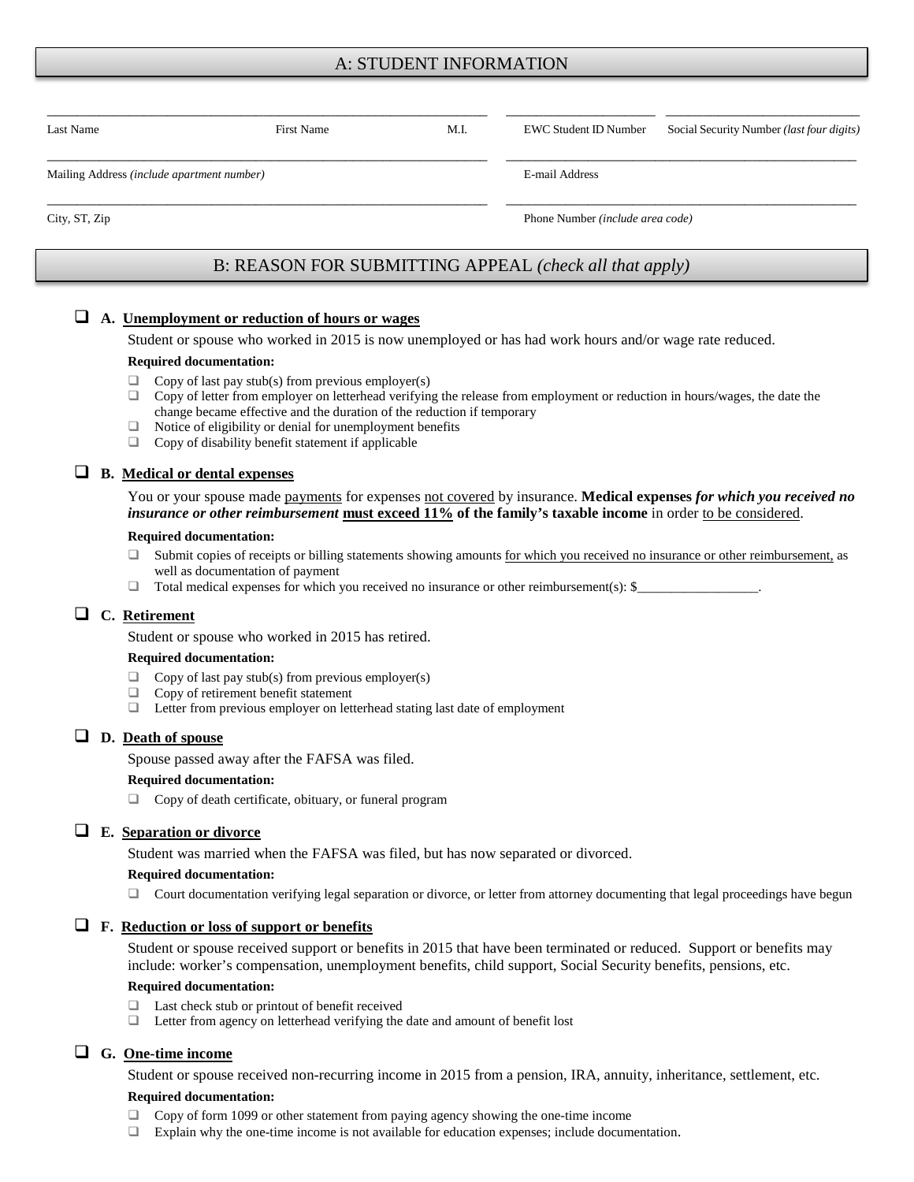## A: STUDENT INFORMATION

| | | | | |
|---|---|---|---|---|
| Last Name | First Name | M.I. | EWC Student ID Number | Social Security Number *(last four digits)* |

| | |
|---|---|
| Mailing Address *(include apartment number)* | E-mail Address |
| City, ST, Zip | Phone Number *(include area code)* |

## B: REASON FOR SUBMITTING APPEAL *(check all that apply)*

❑ **A. Unemployment or reduction of hours or wages**

Student or spouse who worked in 2015 is now unemployed or has had work hours and/or wage rate reduced.

**Required documentation:**

- ❑ Copy of last pay stub(s) from previous employer(s)
- ❑ Copy of letter from employer on letterhead verifying the release from employment or reduction in hours/wages, the date the change became effective and the duration of the reduction if temporary
- ❑ Notice of eligibility or denial for unemployment benefits
- ❑ Copy of disability benefit statement if applicable

❑ **B. Medical or dental expenses**

You or your spouse made payments for expenses not covered by insurance. **Medical expenses *for which you received no insurance or other reimbursement* must exceed 11% of the family's taxable income** in order to be considered.

**Required documentation:**

- ❑ Submit copies of receipts or billing statements showing amounts for which you received no insurance or other reimbursement, as well as documentation of payment
- ❑ Total medical expenses for which you received no insurance or other reimbursement(s): $__________________.

❑ **C. Retirement**

Student or spouse who worked in 2015 has retired.

**Required documentation:**

- ❑ Copy of last pay stub(s) from previous employer(s)
- ❑ Copy of retirement benefit statement
- ❑ Letter from previous employer on letterhead stating last date of employment

❑ **D. Death of spouse**

Spouse passed away after the FAFSA was filed.

**Required documentation:**

- ❑ Copy of death certificate, obituary, or funeral program

❑ **E. Separation or divorce**

Student was married when the FAFSA was filed, but has now separated or divorced.

**Required documentation:**

- ❑ Court documentation verifying legal separation or divorce, or letter from attorney documenting that legal proceedings have begun

❑ **F. Reduction or loss of support or benefits**

Student or spouse received support or benefits in 2015 that have been terminated or reduced. Support or benefits may include: worker's compensation, unemployment benefits, child support, Social Security benefits, pensions, etc.

**Required documentation:**

- ❑ Last check stub or printout of benefit received
- ❑ Letter from agency on letterhead verifying the date and amount of benefit lost

❑ **G. One-time income**

Student or spouse received non-recurring income in 2015 from a pension, IRA, annuity, inheritance, settlement, etc.

**Required documentation:**

- ❑ Copy of form 1099 or other statement from paying agency showing the one-time income
- ❑ Explain why the one-time income is not available for education expenses; include documentation.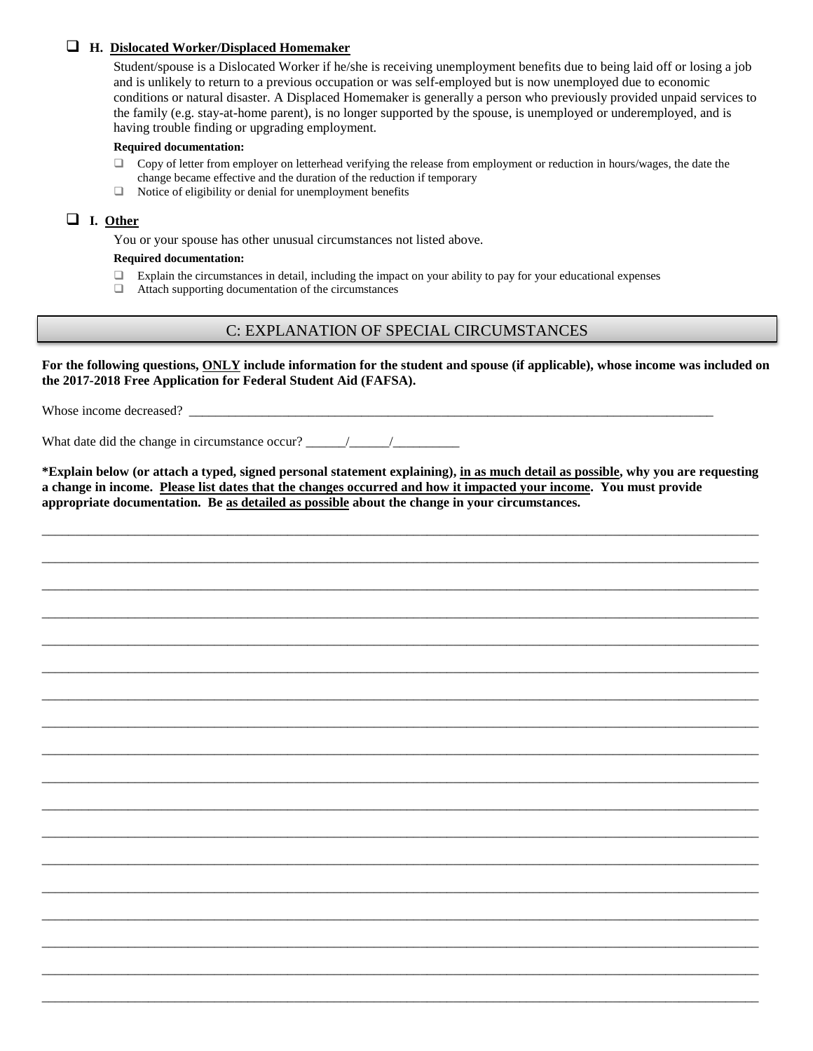- [ ] **H. Dislocated Worker/Displaced Homemaker**

Student/spouse is a Dislocated Worker if he/she is receiving unemployment benefits due to being laid off or losing a job and is unlikely to return to a previous occupation or was self-employed but is now unemployed due to economic conditions or natural disaster. A Displaced Homemaker is generally a person who previously provided unpaid services to the family (e.g. stay-at-home parent), is no longer supported by the spouse, is unemployed or underemployed, and is having trouble finding or upgrading employment.

**Required documentation:**

- [ ] Copy of letter from employer on letterhead verifying the release from employment or reduction in hours/wages, the date the change became effective and the duration of the reduction if temporary
- [ ] Notice of eligibility or denial for unemployment benefits

- [ ] **I. Other**

You or your spouse has other unusual circumstances not listed above.

**Required documentation:**

- [ ] Explain the circumstances in detail, including the impact on your ability to pay for your educational expenses
- [ ] Attach supporting documentation of the circumstances

## C: EXPLANATION OF SPECIAL CIRCUMSTANCES

**For the following questions, ONLY include information for the student and spouse (if applicable), whose income was included on the 2017-2018 Free Application for Federal Student Aid (FAFSA).**

Whose income decreased? ____________________________________________________________

What date did the change in circumstance occur? ______/______/__________

**\*Explain below (or attach a typed, signed personal statement explaining), in as much detail as possible, why you are requesting a change in income. Please list dates that the changes occurred and how it impacted your income. You must provide appropriate documentation. Be as detailed as possible about the change in your circumstances.**

______________________________________________________________________________

______________________________________________________________________________

______________________________________________________________________________

______________________________________________________________________________

______________________________________________________________________________

______________________________________________________________________________

______________________________________________________________________________

______________________________________________________________________________

______________________________________________________________________________

______________________________________________________________________________

______________________________________________________________________________

______________________________________________________________________________

______________________________________________________________________________

______________________________________________________________________________

______________________________________________________________________________

______________________________________________________________________________

______________________________________________________________________________

______________________________________________________________________________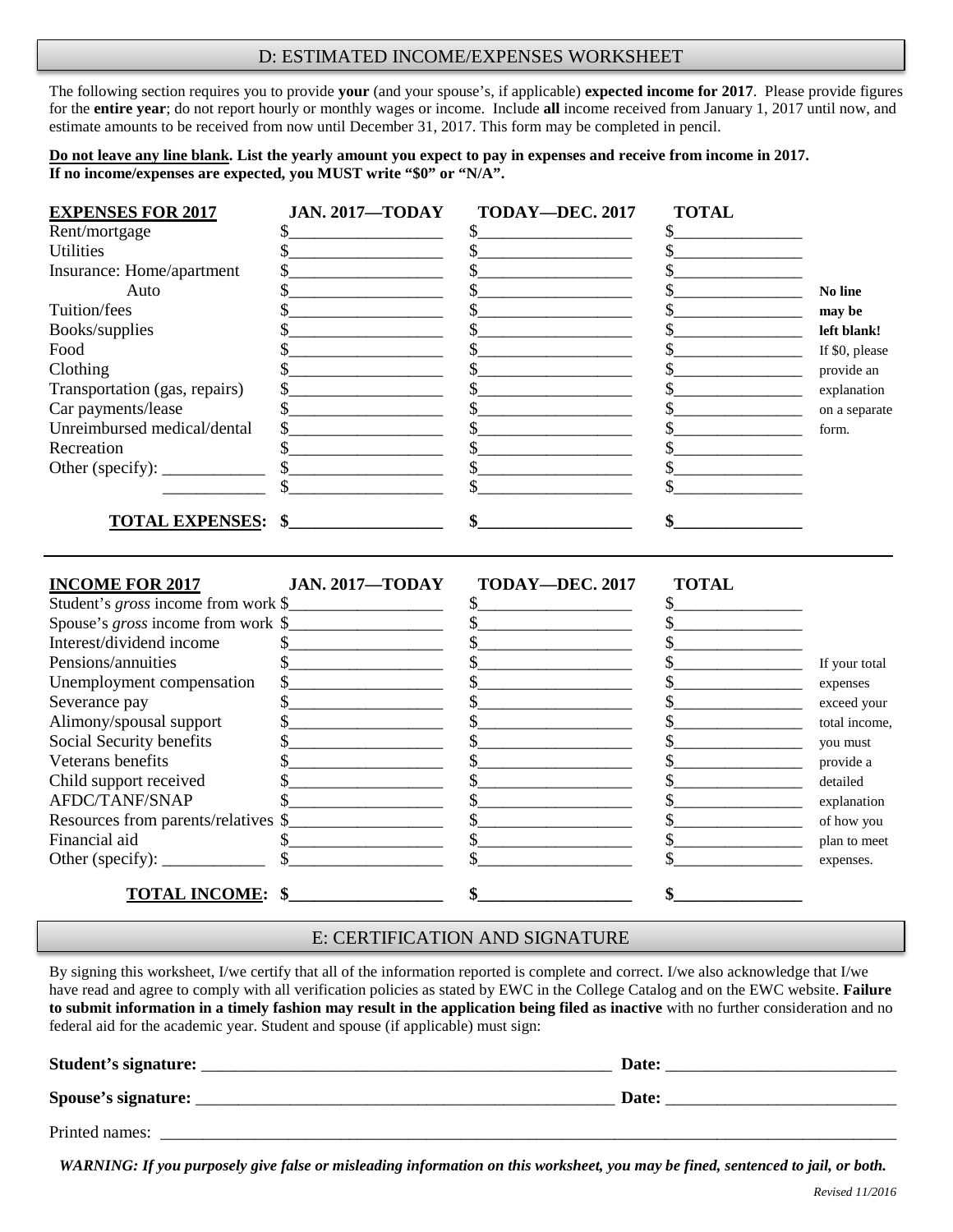## D: ESTIMATED INCOME/EXPENSES WORKSHEET

The following section requires you to provide **your** (and your spouse's, if applicable) **expected income for 2017**. Please provide figures for the **entire year**; do not report hourly or monthly wages or income. Include **all** income received from January 1, 2017 until now, and estimate amounts to be received from now until December 31, 2017. This form may be completed in pencil.

**Do not leave any line blank. List the yearly amount you expect to pay in expenses and receive from income in 2017. If no income/expenses are expected, you MUST write "$0" or "N/A".**

| **EXPENSES FOR 2017** | **JAN. 2017—TODAY** | **TODAY—DEC. 2017** | **TOTAL** |
|---|---|---|---|
| Rent/mortgage | $__________ | $__________ | $__________ |
| Utilities | $__________ | $__________ | $__________ |
| Insurance: Home/apartment | $__________ | $__________ | $__________ |
| Auto | $__________ | $__________ | $__________ |
| Tuition/fees | $__________ | $__________ | $__________ |
| Books/supplies | $__________ | $__________ | $__________ |
| Food | $__________ | $__________ | $__________ |
| Clothing | $__________ | $__________ | $__________ |
| Transportation (gas, repairs) | $__________ | $__________ | $__________ |
| Car payments/lease | $__________ | $__________ | $__________ |
| Unreimbursed medical/dental | $__________ | $__________ | $__________ |
| Recreation | $__________ | $__________ | $__________ |
| Other (specify): ____________ | $__________ | $__________ | $__________ |
| ____________ | $__________ | $__________ | $__________ |
| **TOTAL EXPENSES:** | **$__________** | **$__________** | **$__________** |

**No line may be left blank!** If $0, please provide an explanation on a separate form.

| **INCOME FOR 2017** | **JAN. 2017—TODAY** | **TODAY—DEC. 2017** | **TOTAL** |
|---|---|---|---|
| Student's *gross* income from work | $__________ | $__________ | $__________ |
| Spouse's *gross* income from work | $__________ | $__________ | $__________ |
| Interest/dividend income | $__________ | $__________ | $__________ |
| Pensions/annuities | $__________ | $__________ | $__________ |
| Unemployment compensation | $__________ | $__________ | $__________ |
| Severance pay | $__________ | $__________ | $__________ |
| Alimony/spousal support | $__________ | $__________ | $__________ |
| Social Security benefits | $__________ | $__________ | $__________ |
| Veterans benefits | $__________ | $__________ | $__________ |
| Child support received | $__________ | $__________ | $__________ |
| AFDC/TANF/SNAP | $__________ | $__________ | $__________ |
| Resources from parents/relatives | $__________ | $__________ | $__________ |
| Financial aid | $__________ | $__________ | $__________ |
| Other (specify): ____________ | $__________ | $__________ | $__________ |
| **TOTAL INCOME:** | **$__________** | **$__________** | **$__________** |

If your total expenses exceed your total income, you must provide a detailed explanation of how you plan to meet expenses.

## E: CERTIFICATION AND SIGNATURE

By signing this worksheet, I/we certify that all of the information reported is complete and correct. I/we also acknowledge that I/we have read and agree to comply with all verification policies as stated by EWC in the College Catalog and on the EWC website. **Failure to submit information in a timely fashion may result in the application being filed as inactive** with no further consideration and no federal aid for the academic year. Student and spouse (if applicable) must sign:

**Student's signature:** ______________________________ **Date:** ________________

**Spouse's signature:** ______________________________ **Date:** ________________

Printed names: ______________________________________________

***WARNING: If you purposely give false or misleading information on this worksheet, you may be fined, sentenced to jail, or both.***

*Revised 11/2016*